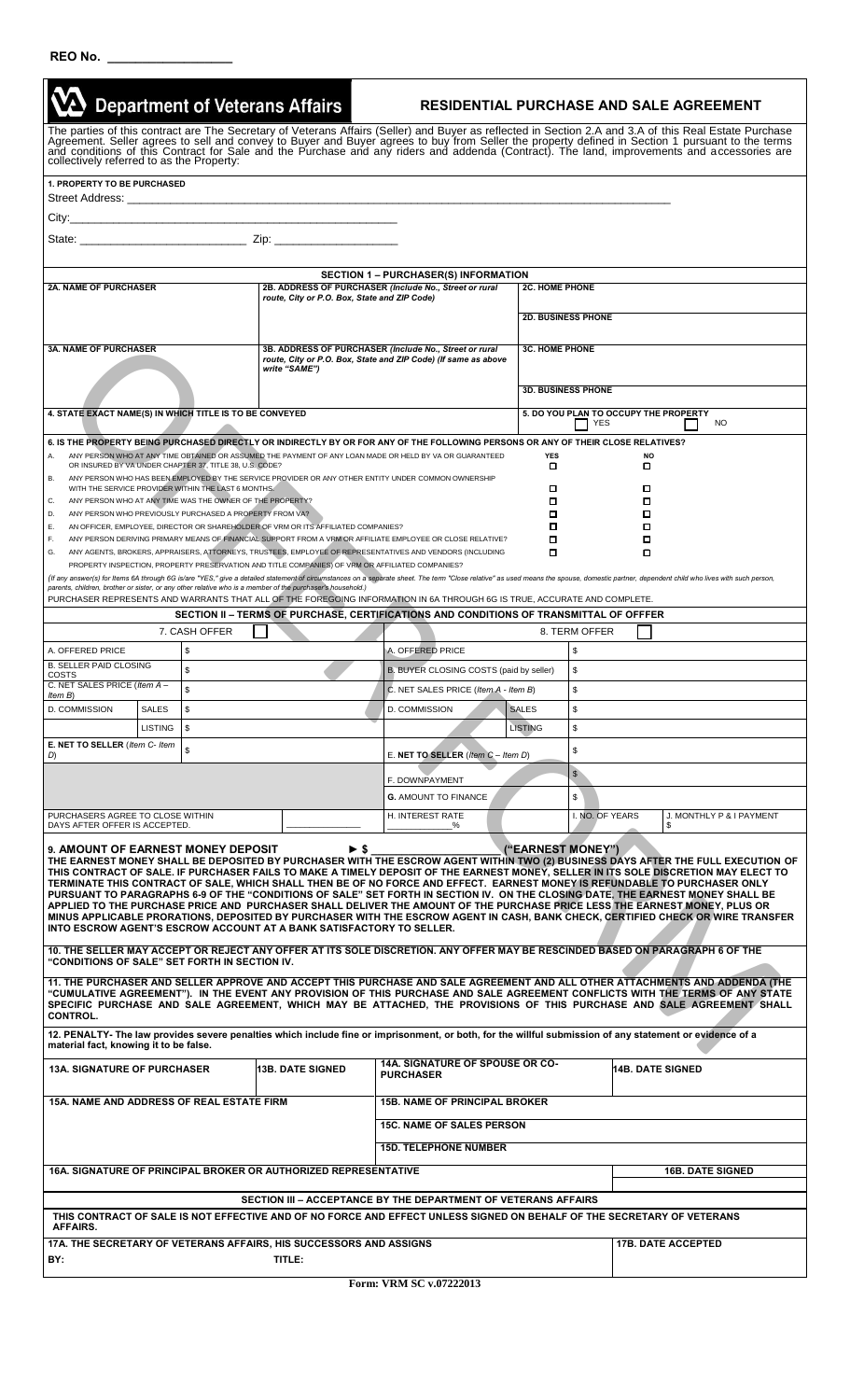**REO No. _______________**

# Department of Veterans Affairs

## RESIDENTIAL PURCHASE AND SALE AGREEMENT

The parties of this contract are The Secretary of Veterans Affairs (Seller) and Buyer as reflected in Section 2.A and 3.A of this Real Estate Purchase Agreement. Seller agrees to sell and convey to Buyer and Buyer agrees to buy from Seller the property defined in Section 1 pursuant to the terms and conditions of this Contract for Sale and the Purchase and any riders and addenda (Contract). The land, improvements and accessories are collectively referred to as the Property:

**1. PROPERTY TO BE PURCHASED**

Street Address: ______________________________________________

City: ______________________________________________

State: ______________________ Zip: ________________

### SECTION 1 – PURCHASER(S) INFORMATION

| 2A. NAME OF PURCHASER | 2B. ADDRESS OF PURCHASER *(Include No., Street or rural route, City or P.O. Box, State and ZIP Code)* | 2C. HOME PHONE |
|---|---|---|
| | | 2D. BUSINESS PHONE |
| 3A. NAME OF PURCHASER | 3B. ADDRESS OF PURCHASER *(Include No., Street or rural route, City or P.O. Box, State and ZIP Code) (If same as above write "SAME")* | 3C. HOME PHONE |
| | | 3D. BUSINESS PHONE |
| 4. STATE EXACT NAME(S) IN WHICH TITLE IS TO BE CONVEYED | | 5. DO YOU PLAN TO OCCUPY THE PROPERTY ☐ YES ☐ NO |

**6. IS THE PROPERTY BEING PURCHASED DIRECTLY OR INDIRECTLY BY OR FOR ANY OF THE FOLLOWING PERSONS OR ANY OF THEIR CLOSE RELATIVES?**

| | | YES | NO |
|---|---|---|---|
| A. | ANY PERSON WHO AT ANY TIME OBTAINED OR ASSUMED THE PAYMENT OF ANY LOAN MADE OR HELD BY VA OR GUARANTEED OR INSURED BY VA UNDER CHAPTER 37, TITLE 38, U.S. CODE? | ☐ | ☐ |
| B. | ANY PERSON WHO HAS BEEN EMPLOYED BY THE SERVICE PROVIDER OR ANY OTHER ENTITY UNDER COMMON OWNERSHIP WITH THE SERVICE PROVIDER WITHIN THE LAST 6 MONTHS | ☐ | ☐ |
| C. | ANY PERSON WHO AT ANY TIME WAS THE OWNER OF THE PROPERTY? | ☐ | ☐ |
| D. | ANY PERSON WHO PREVIOUSLY PURCHASED A PROPERTY FROM VA? | ☐ | ☐ |
| E. | AN OFFICER, EMPLOYEE, DIRECTOR OR SHAREHOLDER OF VRM OR ITS AFFILIATED COMPANIES? | ☐ | ☐ |
| F. | ANY PERSON DERIVING PRIMARY MEANS OF FINANCIAL SUPPORT FROM A VRM OR AFFILIATE EMPLOYEE OR CLOSE RELATIVE? | ☐ | ☐ |
| G. | ANY AGENTS, BROKERS, APPRAISERS, ATTORNEYS, TRUSTEES, EMPLOYEE OF REPRESENTATIVES AND VENDORS (INCLUDING PROPERTY INSPECTION, PROPERTY PRESERVATION AND TITLE COMPANIES) OF VRM OR AFFILIATED COMPANIES? | ☐ | ☐ |

*(If any answer(s) for Items 6A through 6G is/are "YES," give a detailed statement of circumstances on a separate sheet. The term "Close relative" as used means the spouse, domestic partner, dependent child who lives with such person, parents, children, brother or sister, or any other relative who is a member of the purchaser's household.)*

PURCHASER REPRESENTS AND WARRANTS THAT ALL OF THE FOREGOING INFORMATION IN 6A THROUGH 6G IS TRUE, ACCURATE AND COMPLETE.

### SECTION II – TERMS OF PURCHASE, CERTIFICATIONS AND CONDITIONS OF TRANSMITTAL OF OFFFER

| 7. CASH OFFER ☐ | | | 8. TERM OFFER ☐ | | |
|---|---|---|---|---|---|
| A. OFFERED PRICE | | $ | A. OFFERED PRICE | | $ |
| B. SELLER PAID CLOSING COSTS | | $ | B. BUYER CLOSING COSTS (paid by seller) | | $ |
| C. NET SALES PRICE *(Item A – Item B)* | | $ | C. NET SALES PRICE *(Item A - Item B)* | | $ |
| D. COMMISSION | SALES | $ | D. COMMISSION | SALES | $ |
| | LISTING | $ | | LISTING | $ |
| E. NET TO SELLER *(Item C- Item D)* | | $ | E. NET TO SELLER *(Item C – Item D)* | | $ |
| | | | F. DOWNPAYMENT | | $ |
| | | | G. AMOUNT TO FINANCE | | $ |
| PURCHASERS AGREE TO CLOSE WITHIN ________ DAYS AFTER OFFER IS ACCEPTED. | | | H. INTEREST RATE ______% | I. NO. OF YEARS | J. MONTHLY P & I PAYMENT $ |

**9. AMOUNT OF EARNEST MONEY DEPOSIT ► $ ______________ ("EARNEST MONEY")**
**THE EARNEST MONEY SHALL BE DEPOSITED BY PURCHASER WITH THE ESCROW AGENT WITHIN TWO (2) BUSINESS DAYS AFTER THE FULL EXECUTION OF THIS CONTRACT OF SALE. IF PURCHASER FAILS TO MAKE A TIMELY DEPOSIT OF THE EARNEST MONEY, SELLER IN ITS SOLE DISCRETION MAY ELECT TO TERMINATE THIS CONTRACT OF SALE, WHICH SHALL THEN BE OF NO FORCE AND EFFECT. EARNEST MONEY IS REFUNDABLE TO PURCHASER ONLY PURSUANT TO PARAGRAPHS 6-9 OF THE "CONDITIONS OF SALE" SET FORTH IN SECTION IV. ON THE CLOSING DATE, THE EARNEST MONEY SHALL BE APPLIED TO THE PURCHASE PRICE AND PURCHASER SHALL DELIVER THE AMOUNT OF THE PURCHASE PRICE LESS THE EARNEST MONEY, PLUS OR MINUS APPLICABLE PRORATIONS, DEPOSITED BY PURCHASER WITH THE ESCROW AGENT IN CASH, BANK CHECK, CERTIFIED CHECK OR WIRE TRANSFER INTO ESCROW AGENT'S ESCROW ACCOUNT AT A BANK SATISFACTORY TO SELLER.**

**10. THE SELLER MAY ACCEPT OR REJECT ANY OFFER AT ITS SOLE DISCRETION. ANY OFFER MAY BE RESCINDED BASED ON PARAGRAPH 6 OF THE "CONDITIONS OF SALE" SET FORTH IN SECTION IV.**

**11. THE PURCHASER AND SELLER APPROVE AND ACCEPT THIS PURCHASE AND SALE AGREEMENT AND ALL OTHER ATTACHMENTS AND ADDENDA (THE "CUMULATIVE AGREEMENT"). IN THE EVENT ANY PROVISION OF THIS PURCHASE AND SALE AGREEMENT CONFLICTS WITH THE TERMS OF ANY STATE SPECIFIC PURCHASE AND SALE AGREEMENT, WHICH MAY BE ATTACHED, THE PROVISIONS OF THIS PURCHASE AND SALE AGREEMENT SHALL CONTROL.**

**12. PENALTY-** The law provides severe penalties which include fine or imprisonment, or both, for the willful submission of any statement or evidence of a material fact, knowing it to be false.

| 13A. SIGNATURE OF PURCHASER | 13B. DATE SIGNED | 14A. SIGNATURE OF SPOUSE OR CO-PURCHASER | 14B. DATE SIGNED |
|---|---|---|---|
| 15A. NAME AND ADDRESS OF REAL ESTATE FIRM | | 15B. NAME OF PRINCIPAL BROKER | |
| | | 15C. NAME OF SALES PERSON | |
| | | 15D. TELEPHONE NUMBER | |
| 16A. SIGNATURE OF PRINCIPAL BROKER OR AUTHORIZED REPRESENTATIVE | | | 16B. DATE SIGNED |

### SECTION III – ACCEPTANCE BY THE DEPARTMENT OF VETERANS AFFAIRS

**THIS CONTRACT OF SALE IS NOT EFFECTIVE AND OF NO FORCE AND EFFECT UNLESS SIGNED ON BEHALF OF THE SECRETARY OF VETERANS AFFAIRS.**

| 17A. THE SECRETARY OF VETERANS AFFAIRS, HIS SUCCESSORS AND ASSIGNS | | 17B. DATE ACCEPTED |
|---|---|---|
| BY: | TITLE: | |

**Form: VRM SC v.07222013**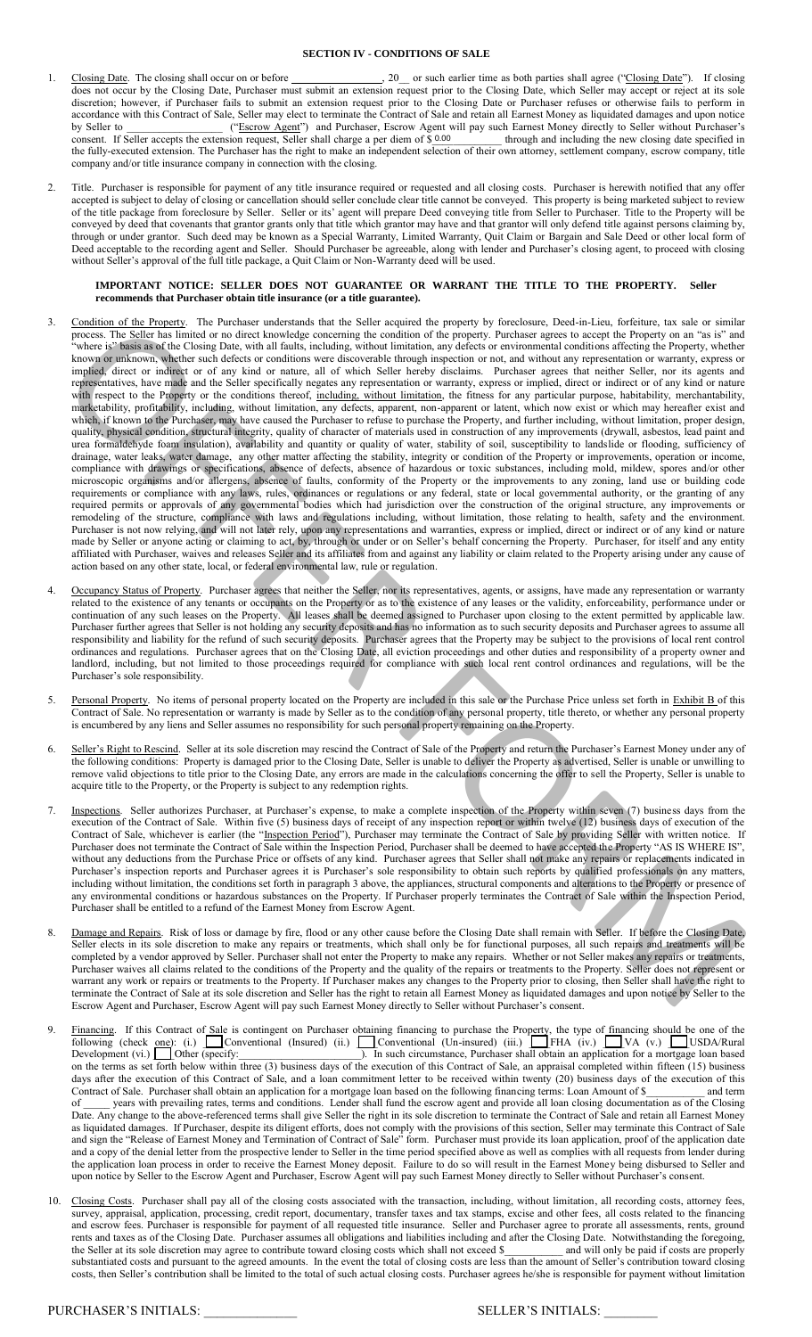## SECTION IV - CONDITIONS OF SALE

1. Closing Date. The closing shall occur on or before ________________, 20__ or such earlier time as both parties shall agree ("Closing Date"). If closing does not occur by the Closing Date, Purchaser must submit an extension request prior to the Closing Date, which Seller may accept or reject at its sole discretion; however, if Purchaser fails to submit an extension request prior to the Closing Date or Purchaser refuses or otherwise fails to perform in accordance with this Contract of Sale, Seller may elect to terminate the Contract of Sale and retain all Earnest Money as liquidated damages and upon notice by Seller to _________________ ("Escrow Agent") and Purchaser, Escrow Agent will pay such Earnest Money directly to Seller without Purchaser's consent. If Seller accepts the extension request, Seller shall charge a per diem of $ 0.00 ________ through and including the new closing date specified in the fully-executed extension. The Purchaser has the right to make an independent selection of their own attorney, settlement company, escrow company, title company and/or title insurance company in connection with the closing.

2. Title. Purchaser is responsible for payment of any title insurance required or requested and all closing costs. Purchaser is herewith notified that any offer accepted is subject to delay of closing or cancellation should seller conclude clear title cannot be conveyed. This property is being marketed subject to review of the title package from foreclosure by Seller. Seller or its' agent will prepare Deed conveying title from Seller to Purchaser. Title to the Property will be conveyed by deed that covenants that grantor grants only that title which grantor may have and that grantor will only defend title against persons claiming by, through or under grantor. Such deed may be known as a Special Warranty, Limited Warranty, Quit Claim or Bargain and Sale Deed or other local form of Deed acceptable to the recording agent and Seller. Should Purchaser be agreeable, along with lender and Purchaser's closing agent, to proceed with closing without Seller's approval of the full title package, a Quit Claim or Non-Warranty deed will be used.

   **IMPORTANT NOTICE: SELLER DOES NOT GUARANTEE OR WARRANT THE TITLE TO THE PROPERTY. Seller recommends that Purchaser obtain title insurance (or a title guarantee).**

3. Condition of the Property. The Purchaser understands that the Seller acquired the property by foreclosure, Deed-in-Lieu, forfeiture, tax sale or similar process. The Seller has limited or no direct knowledge concerning the condition of the property. Purchaser agrees to accept the Property on an "as is" and "where is" basis as of the Closing Date, with all faults, including, without limitation, any defects or environmental conditions affecting the Property, whether known or unknown, whether such defects or conditions were discoverable through inspection or not, and without any representation or warranty, express or implied, direct or indirect or of any kind or nature, all of which Seller hereby disclaims. Purchaser agrees that neither Seller, nor its agents and representatives, have made and the Seller specifically negates any representation or warranty, express or implied, direct or indirect or of any kind or nature with respect to the Property or the conditions thereof, including, without limitation, the fitness for any particular purpose, habitability, merchantability, marketability, profitability, including, without limitation, any defects, apparent, non-apparent or latent, which now exist or which may hereafter exist and which, if known to the Purchaser, may have caused the Purchaser to refuse to purchase the Property, and further including, without limitation, proper design, quality, physical condition, structural integrity, quality of character of materials used in construction of any improvements (drywall, asbestos, lead paint and urea formaldehyde foam insulation), availability and quantity or quality of water, stability of soil, susceptibility to landslide or flooding, sufficiency of drainage, water leaks, water damage, any other matter affecting the stability, integrity or condition of the Property or improvements, operation or income, compliance with drawings or specifications, absence of defects, absence of hazardous or toxic substances, including mold, mildew, spores and/or other microscopic organisms and/or allergens, absence of faults, conformity of the Property or the improvements to any zoning, land use or building code requirements or compliance with any laws, rules, ordinances or regulations or any federal, state or local governmental authority, or the granting of any required permits or approvals of any governmental bodies which had jurisdiction over the construction of the original structure, any improvements or remodeling of the structure, compliance with laws and regulations including, without limitation, those relating to health, safety and the environment. Purchaser is not now relying, and will not later rely, upon any representations and warranties, express or implied, direct or indirect or of any kind or nature made by Seller or anyone acting or claiming to act, by, through or under or on Seller's behalf concerning the Property. Purchaser, for itself and any entity affiliated with Purchaser, waives and releases Seller and its affiliates from and against any liability or claim related to the Property arising under any cause of action based on any other state, local, or federal environmental law, rule or regulation.

4. Occupancy Status of Property. Purchaser agrees that neither the Seller, nor its representatives, agents, or assigns, have made any representation or warranty related to the existence of any tenants or occupants on the Property or as to the existence of any leases or the validity, enforceability, performance under or continuation of any such leases on the Property. All leases shall be deemed assigned to Purchaser upon closing to the extent permitted by applicable law. Purchaser further agrees that Seller is not holding any security deposits and has no information as to such security deposits and Purchaser agrees to assume all responsibility and liability for the refund of such security deposits. Purchaser agrees that the Property may be subject to the provisions of local rent control ordinances and regulations. Purchaser agrees that on the Closing Date, all eviction proceedings and other duties and responsibility of a property owner and landlord, including, but not limited to those proceedings required for compliance with such local rent control ordinances and regulations, will be the Purchaser's sole responsibility.

5. Personal Property. No items of personal property located on the Property are included in this sale or the Purchase Price unless set forth in Exhibit B of this Contract of Sale. No representation or warranty is made by Seller as to the condition of any personal property, title thereto, or whether any personal property is encumbered by any liens and Seller assumes no responsibility for such personal property remaining on the Property.

6. Seller's Right to Rescind. Seller at its sole discretion may rescind the Contract of Sale of the Property and return the Purchaser's Earnest Money under any of the following conditions: Property is damaged prior to the Closing Date, Seller is unable to deliver the Property as advertised, Seller is unable or unwilling to remove valid objections to title prior to the Closing Date, any errors are made in the calculations concerning the offer to sell the Property, Seller is unable to acquire title to the Property, or the Property is subject to any redemption rights.

7. Inspections. Seller authorizes Purchaser, at Purchaser's expense, to make a complete inspection of the Property within seven (7) business days from the execution of the Contract of Sale. Within five (5) business days of receipt of any inspection report or within twelve (12) business days of execution of the Contract of Sale, whichever is earlier (the "Inspection Period"), Purchaser may terminate the Contract of Sale by providing Seller with written notice. If Purchaser does not terminate the Contract of Sale within the Inspection Period, Purchaser shall be deemed to have accepted the Property "AS IS WHERE IS", without any deductions from the Purchase Price or offsets of any kind. Purchaser agrees that Seller shall not make any repairs or replacements indicated in Purchaser's inspection reports and Purchaser agrees it is Purchaser's sole responsibility to obtain such reports by qualified professionals on any matters, including without limitation, the conditions set forth in paragraph 3 above, the appliances, structural components and alterations to the Property or presence of any environmental conditions or hazardous substances on the Property. If Purchaser properly terminates the Contract of Sale within the Inspection Period, Purchaser shall be entitled to a refund of the Earnest Money from Escrow Agent.

8. Damage and Repairs. Risk of loss or damage by fire, flood or any other cause before the Closing Date shall remain with Seller. If before the Closing Date, Seller elects in its sole discretion to make any repairs or treatments, which shall only be for functional purposes, all such repairs and treatments will be completed by a vendor approved by Seller. Purchaser shall not enter the Property to make any repairs. Whether or not Seller makes any repairs or treatments, Purchaser waives all claims related to the conditions of the Property and the quality of the repairs or treatments to the Property. Seller does not represent or warrant any work or repairs or treatments to the Property. If Purchaser makes any changes to the Property prior to closing, then Seller shall have the right to terminate the Contract of Sale at its sole discretion and Seller has the right to retain all Earnest Money as liquidated damages and upon notice by Seller to the Escrow Agent and Purchaser, Escrow Agent will pay such Earnest Money directly to Seller without Purchaser's consent.

9. Financing. If this Contract of Sale is contingent on Purchaser obtaining financing to purchase the Property, the type of financing should be one of the following (check one): (i.) ☐ Conventional (Insured) (ii.) ☐ Conventional (Un-insured) (iii.) ☐ FHA (iv.) ☐ VA (v.) ☐ USDA/Rural Development (vi.) ☐ Other (specify:______________________). In such circumstance, Purchaser shall obtain an application for a mortgage loan based on the terms as set forth below within three (3) business days of the execution of this Contract of Sale, an appraisal completed within fifteen (15) business days after the execution of this Contract of Sale, and a loan commitment letter to be received within twenty (20) business days of the execution of this Contract of Sale. Purchaser shall obtain an application for a mortgage loan based on the following financing terms: Loan Amount of $__________ and term of _____ years with prevailing rates, terms and conditions. Lender shall fund the escrow agent and provide all loan closing documentation as of the Closing Date. Any change to the above-referenced terms shall give Seller the right in its sole discretion to terminate the Contract of Sale and retain all Earnest Money as liquidated damages. If Purchaser, despite its diligent efforts, does not comply with the provisions of this section, Seller may terminate this Contract of Sale and sign the "Release of Earnest Money and Termination of Contract of Sale" form. Purchaser must provide its loan application, proof of the application date and a copy of the denial letter from the prospective lender to Seller in the time period specified above as well as complies with all requests from lender during the application loan process in order to receive the Earnest Money deposit. Failure to do so will result in the Earnest Money being disbursed to Seller and upon notice by Seller to the Escrow Agent and Purchaser, Escrow Agent will pay such Earnest Money directly to Seller without Purchaser's consent.

10. Closing Costs. Purchaser shall pay all of the closing costs associated with the transaction, including, without limitation, all recording costs, attorney fees, survey, appraisal, application, processing, credit report, documentary, transfer taxes and tax stamps, excise and other fees, all costs related to the financing and escrow fees. Purchaser is responsible for payment of all requested title insurance. Seller and Purchaser agree to prorate all assessments, rents, ground rents and taxes as of the Closing Date. Purchaser assumes all obligations and liabilities including and after the Closing Date. Notwithstanding the foregoing, the Seller at its sole discretion may agree to contribute toward closing costs which shall not exceed $__________ and will only be paid if costs are properly substantiated costs and pursuant to the agreed amounts. In the event the total of closing costs are less than the amount of Seller's contribution toward closing costs, then Seller's contribution shall be limited to the total of such actual closing costs. Purchaser agrees he/she is responsible for payment without limitation

PURCHASER'S INITIALS: ____________ SELLER'S INITIALS: ________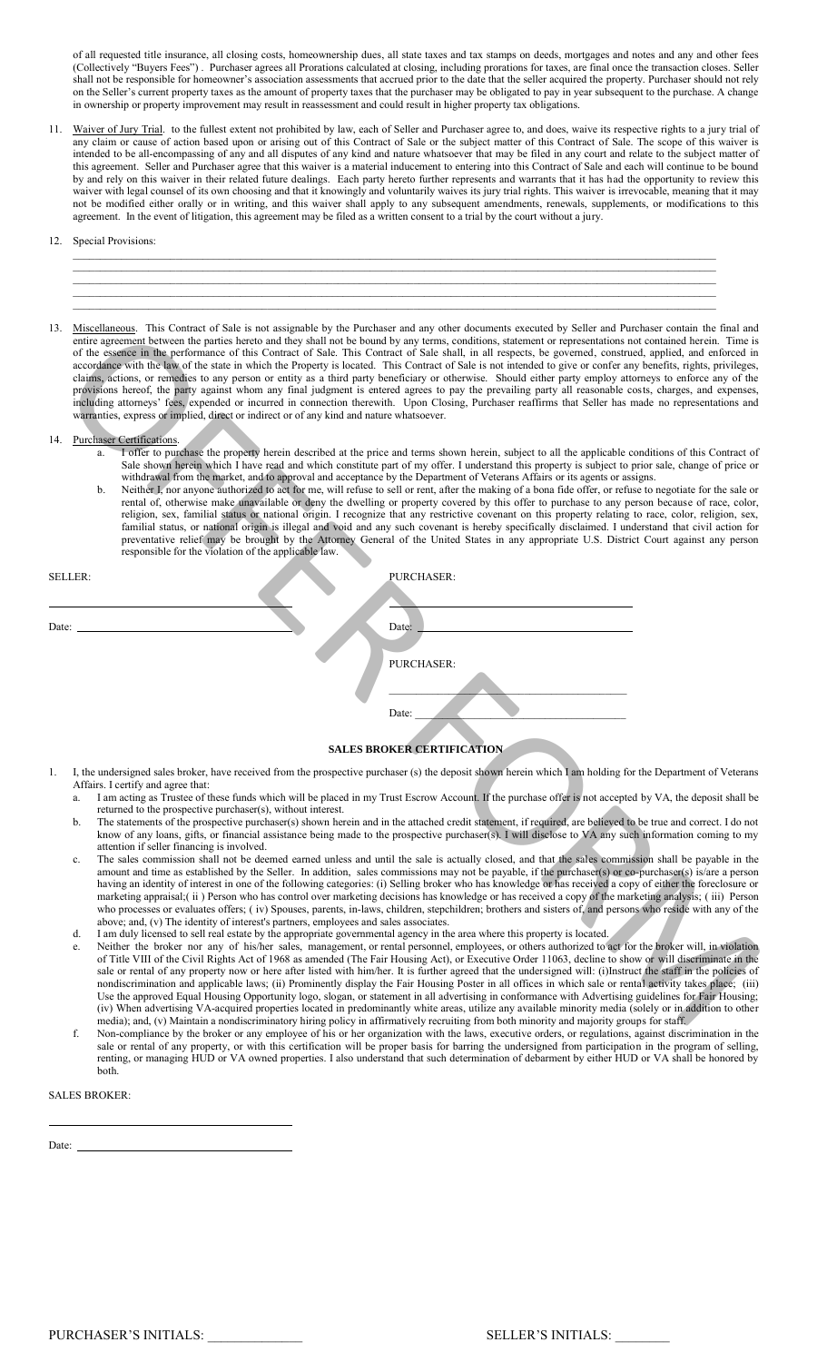of all requested title insurance, all closing costs, homeownership dues, all state taxes and tax stamps on deeds, mortgages and notes and any and other fees (Collectively "Buyers Fees") . Purchaser agrees all Prorations calculated at closing, including prorations for taxes, are final once the transaction closes. Seller shall not be responsible for homeowner's association assessments that accrued prior to the date that the seller acquired the property. Purchaser should not rely on the Seller's current property taxes as the amount of property taxes that the purchaser may be obligated to pay in year subsequent to the purchase. A change in ownership or property improvement may result in reassessment and could result in higher property tax obligations.

11. Waiver of Jury Trial. to the fullest extent not prohibited by law, each of Seller and Purchaser agree to, and does, waive its respective rights to a jury trial of any claim or cause of action based upon or arising out of this Contract of Sale or the subject matter of this Contract of Sale. The scope of this waiver is intended to be all-encompassing of any and all disputes of any kind and nature whatsoever that may be filed in any court and relate to the subject matter of this agreement. Seller and Purchaser agree that this waiver is a material inducement to entering into this Contract of Sale and each will continue to be bound by and rely on this waiver in their related future dealings. Each party hereto further represents and warrants that it has had the opportunity to review this waiver with legal counsel of its own choosing and that it knowingly and voluntarily waives its jury trial rights. This waiver is irrevocable, meaning that it may not be modified either orally or in writing, and this waiver shall apply to any subsequent amendments, renewals, supplements, or modifications to this agreement. In the event of litigation, this agreement may be filed as a written consent to a trial by the court without a jury.

12. Special Provisions:

_______________________________________________________________________________

_______________________________________________________________________________

_______________________________________________________________________________

_______________________________________________________________________________

_______________________________________________________________________________

13. Miscellaneous. This Contract of Sale is not assignable by the Purchaser and any other documents executed by Seller and Purchaser contain the final and entire agreement between the parties hereto and they shall not be bound by any terms, conditions, statement or representations not contained herein. Time is of the essence in the performance of this Contract of Sale. This Contract of Sale shall, in all respects, be governed, construed, applied, and enforced in accordance with the law of the state in which the Property is located. This Contract of Sale is not intended to give or confer any benefits, rights, privileges, claims, actions, or remedies to any person or entity as a third party beneficiary or otherwise. Should either party employ attorneys to enforce any of the provisions hereof, the party against whom any final judgment is entered agrees to pay the prevailing party all reasonable costs, charges, and expenses, including attorneys' fees, expended or incurred in connection therewith. Upon Closing, Purchaser reaffirms that Seller has made no representations and warranties, express or implied, direct or indirect or of any kind and nature whatsoever.

14. Purchaser Certifications.
    a. I offer to purchase the property herein described at the price and terms shown herein, subject to all the applicable conditions of this Contract of Sale shown herein which I have read and which constitute part of my offer. I understand this property is subject to prior sale, change of price or withdrawal from the market, and to approval and acceptance by the Department of Veterans Affairs or its agents or assigns.
    b. Neither I, nor anyone authorized to act for me, will refuse to sell or rent, after the making of a bona fide offer, or refuse to negotiate for the sale or rental of, otherwise make unavailable or deny the dwelling or property covered by this offer to purchase to any person because of race, color, religion, sex, familial status or national origin. I recognize that any restrictive covenant on this property relating to race, color, religion, sex, familial status, or national origin is illegal and void and any such covenant is hereby specifically disclaimed. I understand that civil action for preventative relief may be brought by the Attorney General of the United States in any appropriate U.S. District Court against any person responsible for the violation of the applicable law.

SELLER: ______________________________

Date: ______________________________

PURCHASER: ______________________________

Date: ______________________________

PURCHASER: ______________________________

Date: ______________________________

## SALES BROKER CERTIFICATION

1. I, the undersigned sales broker, have received from the prospective purchaser (s) the deposit shown herein which I am holding for the Department of Veterans Affairs. I certify and agree that:
    a. I am acting as Trustee of these funds which will be placed in my Trust Escrow Account. If the purchase offer is not accepted by VA, the deposit shall be returned to the prospective purchaser(s), without interest.
    b. The statements of the prospective purchaser(s) shown herein and in the attached credit statement, if required, are believed to be true and correct. I do not know of any loans, gifts, or financial assistance being made to the prospective purchaser(s). I will disclose to VA any such information coming to my attention if seller financing is involved.
    c. The sales commission shall not be deemed earned unless and until the sale is actually closed, and that the sales commission shall be payable in the amount and time as established by the Seller. In addition, sales commissions may not be payable, if the purchaser(s) or co-purchaser(s) is/are a person having an identity of interest in one of the following categories: (i) Selling broker who has knowledge or has received a copy of either the foreclosure or marketing appraisal;( ii ) Person who has control over marketing decisions has knowledge or has received a copy of the marketing analysis; ( iii) Person who processes or evaluates offers; ( iv) Spouses, parents, in-laws, children, stepchildren; brothers and sisters of, and persons who reside with any of the above; and, (v) The identity of interest's partners, employees and sales associates.
    d. I am duly licensed to sell real estate by the appropriate governmental agency in the area where this property is located.
    e. Neither the broker nor any of his/her sales, management, or rental personnel, employees, or others authorized to act for the broker will, in violation of Title VIII of the Civil Rights Act of 1968 as amended (The Fair Housing Act), or Executive Order 11063, decline to show or will discriminate in the sale or rental of any property now or here after listed with him/her. It is further agreed that the undersigned will: (i)Instruct the staff in the policies of nondiscrimination and applicable laws; (ii) Prominently display the Fair Housing Poster in all offices in which sale or rental activity takes place; (iii) Use the approved Equal Housing Opportunity logo, slogan, or statement in all advertising in conformance with Advertising guidelines for Fair Housing; (iv) When advertising VA-acquired properties located in predominantly white areas, utilize any available minority media (solely or in addition to other media); and, (v) Maintain a nondiscriminatory hiring policy in affirmatively recruiting from both minority and majority groups for staff.
    f. Non-compliance by the broker or any employee of his or her organization with the laws, executive orders, or regulations, against discrimination in the sale or rental of any property, or with this certification will be proper basis for barring the undersigned from participation in the program of selling, renting, or managing HUD or VA owned properties. I also understand that such determination of debarment by either HUD or VA shall be honored by both.

SALES BROKER: ______________________________

Date: ______________________________

PURCHASER'S INITIALS: ______________ SELLER'S INITIALS: ________